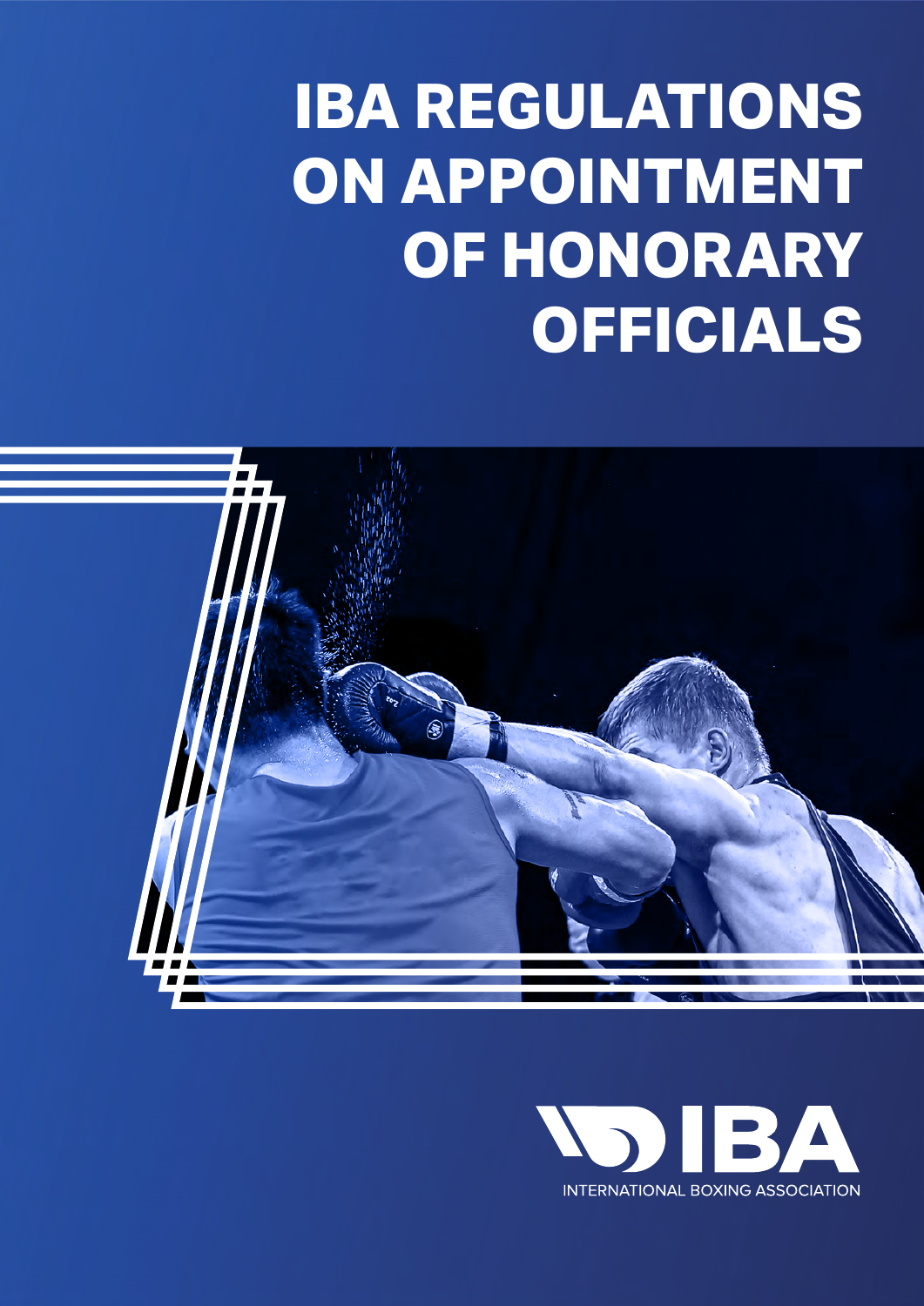# IBA REGULATIONS ON APPOINTMENT OF HONORARY OFFICIALS

IBA

INTERNATIONAL BOXING ASSOCIATION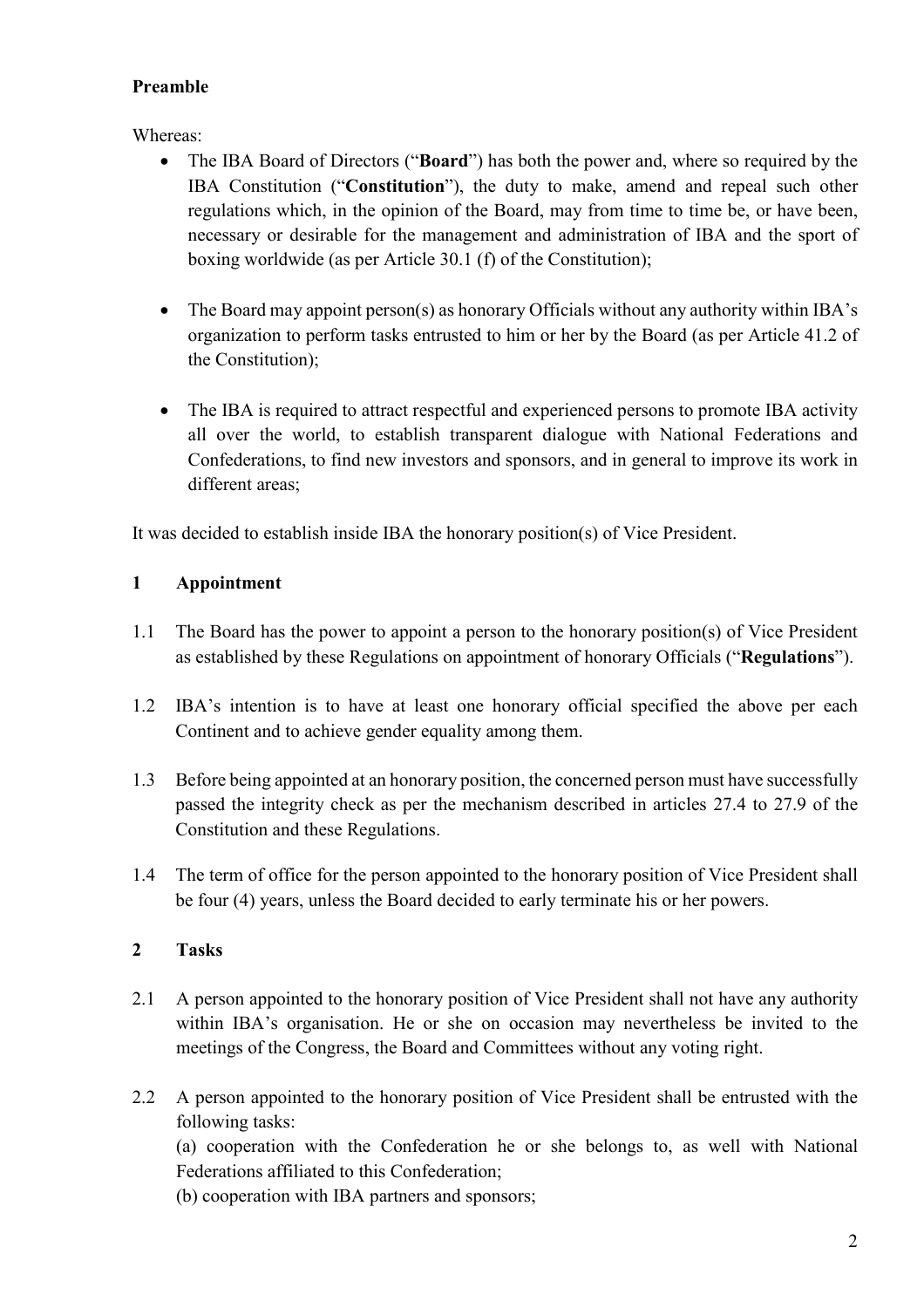**Preamble**

Whereas:

- The IBA Board of Directors ("**Board**") has both the power and, where so required by the IBA Constitution ("**Constitution**"), the duty to make, amend and repeal such other regulations which, in the opinion of the Board, may from time to time be, or have been, necessary or desirable for the management and administration of IBA and the sport of boxing worldwide (as per Article 30.1 (f) of the Constitution);

- The Board may appoint person(s) as honorary Officials without any authority within IBA's organization to perform tasks entrusted to him or her by the Board (as per Article 41.2 of the Constitution);

- The IBA is required to attract respectful and experienced persons to promote IBA activity all over the world, to establish transparent dialogue with National Federations and Confederations, to find new investors and sponsors, and in general to improve its work in different areas;

It was decided to establish inside IBA the honorary position(s) of Vice President.

## 1 Appointment

1.1 The Board has the power to appoint a person to the honorary position(s) of Vice President as established by these Regulations on appointment of honorary Officials ("**Regulations**").

1.2 IBA's intention is to have at least one honorary official specified the above per each Continent and to achieve gender equality among them.

1.3 Before being appointed at an honorary position, the concerned person must have successfully passed the integrity check as per the mechanism described in articles 27.4 to 27.9 of the Constitution and these Regulations.

1.4 The term of office for the person appointed to the honorary position of Vice President shall be four (4) years, unless the Board decided to early terminate his or her powers.

## 2 Tasks

2.1 A person appointed to the honorary position of Vice President shall not have any authority within IBA's organisation. He or she on occasion may nevertheless be invited to the meetings of the Congress, the Board and Committees without any voting right.

2.2 A person appointed to the honorary position of Vice President shall be entrusted with the following tasks:

(a) cooperation with the Confederation he or she belongs to, as well with National Federations affiliated to this Confederation;

(b) cooperation with IBA partners and sponsors;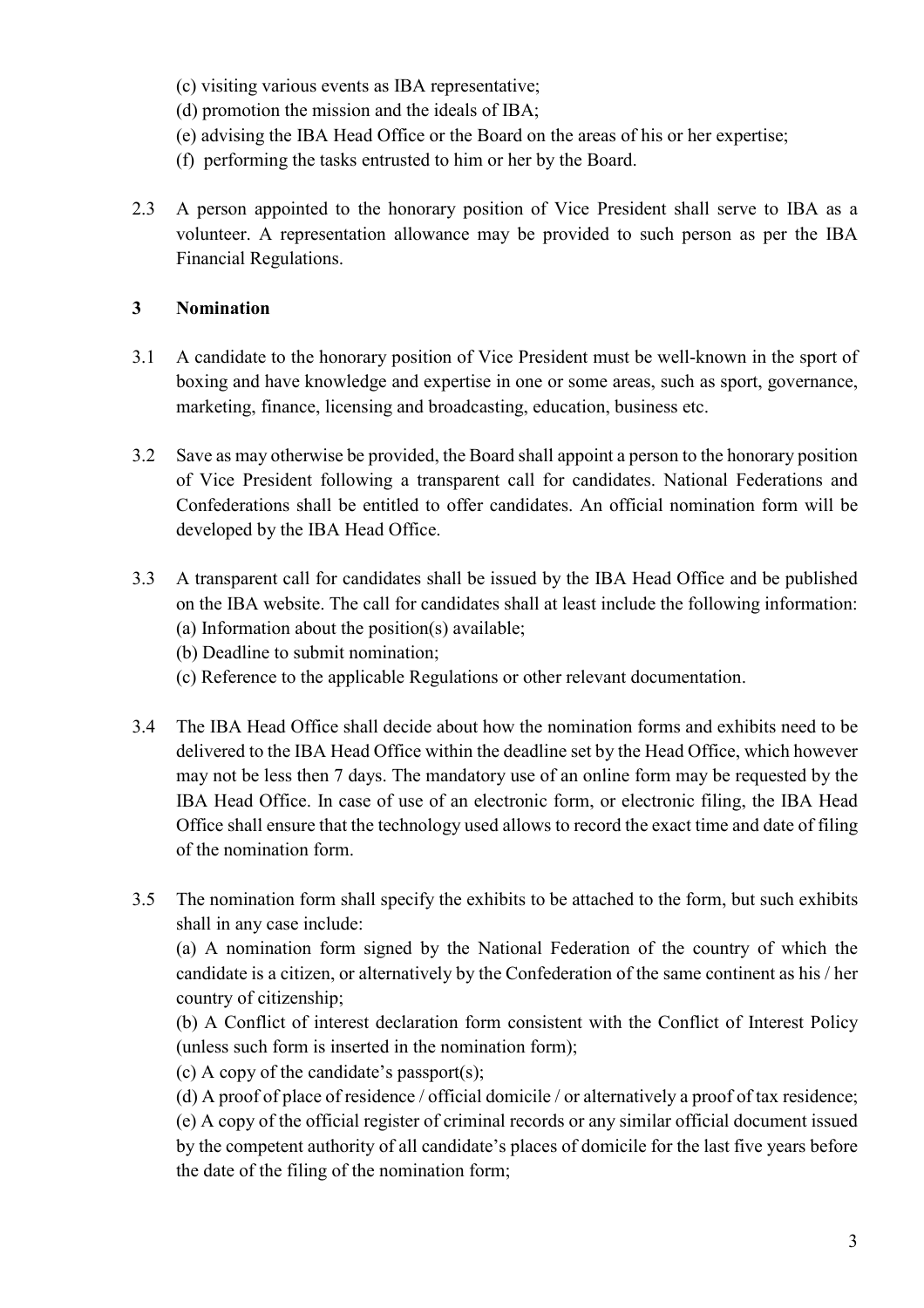(c) visiting various events as IBA representative;

(d) promotion the mission and the ideals of IBA;

(e) advising the IBA Head Office or the Board on the areas of his or her expertise;

(f) performing the tasks entrusted to him or her by the Board.

2.3 A person appointed to the honorary position of Vice President shall serve to IBA as a volunteer. A representation allowance may be provided to such person as per the IBA Financial Regulations.

## 3 Nomination

3.1 A candidate to the honorary position of Vice President must be well-known in the sport of boxing and have knowledge and expertise in one or some areas, such as sport, governance, marketing, finance, licensing and broadcasting, education, business etc.

3.2 Save as may otherwise be provided, the Board shall appoint a person to the honorary position of Vice President following a transparent call for candidates. National Federations and Confederations shall be entitled to offer candidates. An official nomination form will be developed by the IBA Head Office.

3.3 A transparent call for candidates shall be issued by the IBA Head Office and be published on the IBA website. The call for candidates shall at least include the following information:

(a) Information about the position(s) available;

(b) Deadline to submit nomination;

(c) Reference to the applicable Regulations or other relevant documentation.

3.4 The IBA Head Office shall decide about how the nomination forms and exhibits need to be delivered to the IBA Head Office within the deadline set by the Head Office, which however may not be less then 7 days. The mandatory use of an online form may be requested by the IBA Head Office. In case of use of an electronic form, or electronic filing, the IBA Head Office shall ensure that the technology used allows to record the exact time and date of filing of the nomination form.

3.5 The nomination form shall specify the exhibits to be attached to the form, but such exhibits shall in any case include:

(a) A nomination form signed by the National Federation of the country of which the candidate is a citizen, or alternatively by the Confederation of the same continent as his / her country of citizenship;

(b) A Conflict of interest declaration form consistent with the Conflict of Interest Policy (unless such form is inserted in the nomination form);

(c) A copy of the candidate's passport(s);

(d) A proof of place of residence / official domicile / or alternatively a proof of tax residence;

(e) A copy of the official register of criminal records or any similar official document issued by the competent authority of all candidate's places of domicile for the last five years before the date of the filing of the nomination form;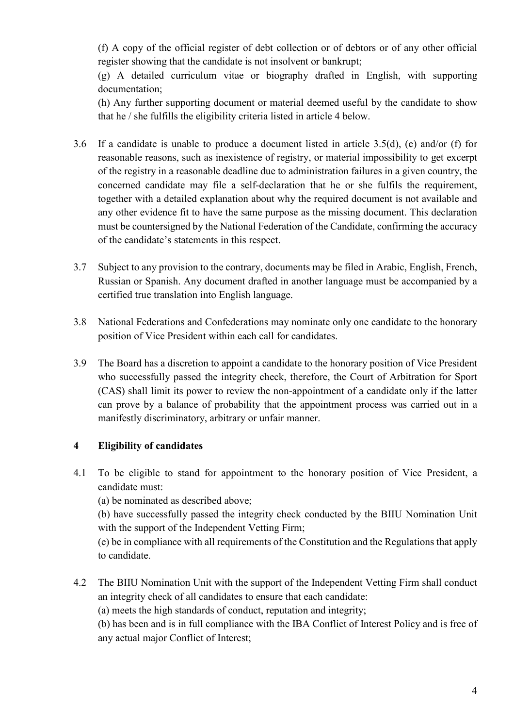(f) A copy of the official register of debt collection or of debtors or of any other official register showing that the candidate is not insolvent or bankrupt;

(g) A detailed curriculum vitae or biography drafted in English, with supporting documentation;

(h) Any further supporting document or material deemed useful by the candidate to show that he / she fulfills the eligibility criteria listed in article 4 below.

3.6 If a candidate is unable to produce a document listed in article 3.5(d), (e) and/or (f) for reasonable reasons, such as inexistence of registry, or material impossibility to get excerpt of the registry in a reasonable deadline due to administration failures in a given country, the concerned candidate may file a self-declaration that he or she fulfils the requirement, together with a detailed explanation about why the required document is not available and any other evidence fit to have the same purpose as the missing document. This declaration must be countersigned by the National Federation of the Candidate, confirming the accuracy of the candidate's statements in this respect.

3.7 Subject to any provision to the contrary, documents may be filed in Arabic, English, French, Russian or Spanish. Any document drafted in another language must be accompanied by a certified true translation into English language.

3.8 National Federations and Confederations may nominate only one candidate to the honorary position of Vice President within each call for candidates.

3.9 The Board has a discretion to appoint a candidate to the honorary position of Vice President who successfully passed the integrity check, therefore, the Court of Arbitration for Sport (CAS) shall limit its power to review the non-appointment of a candidate only if the latter can prove by a balance of probability that the appointment process was carried out in a manifestly discriminatory, arbitrary or unfair manner.

## 4 Eligibility of candidates

4.1 To be eligible to stand for appointment to the honorary position of Vice President, a candidate must:

(a) be nominated as described above;

(b) have successfully passed the integrity check conducted by the BIIU Nomination Unit with the support of the Independent Vetting Firm;

(e) be in compliance with all requirements of the Constitution and the Regulations that apply to candidate.

4.2 The BIIU Nomination Unit with the support of the Independent Vetting Firm shall conduct an integrity check of all candidates to ensure that each candidate:

(a) meets the high standards of conduct, reputation and integrity;

(b) has been and is in full compliance with the IBA Conflict of Interest Policy and is free of any actual major Conflict of Interest;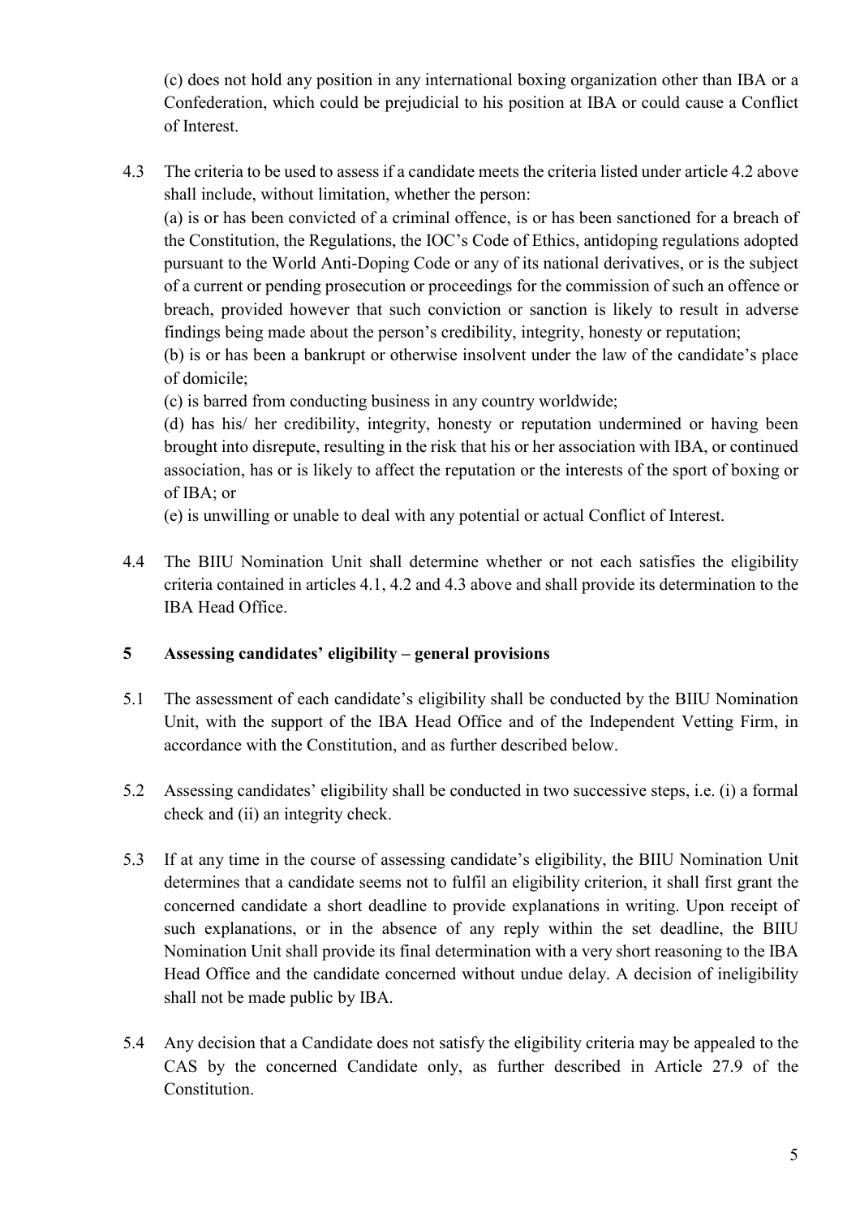(c) does not hold any position in any international boxing organization other than IBA or a Confederation, which could be prejudicial to his position at IBA or could cause a Conflict of Interest.

4.3 The criteria to be used to assess if a candidate meets the criteria listed under article 4.2 above shall include, without limitation, whether the person:

(a) is or has been convicted of a criminal offence, is or has been sanctioned for a breach of the Constitution, the Regulations, the IOC's Code of Ethics, antidoping regulations adopted pursuant to the World Anti-Doping Code or any of its national derivatives, or is the subject of a current or pending prosecution or proceedings for the commission of such an offence or breach, provided however that such conviction or sanction is likely to result in adverse findings being made about the person's credibility, integrity, honesty or reputation;

(b) is or has been a bankrupt or otherwise insolvent under the law of the candidate's place of domicile;

(c) is barred from conducting business in any country worldwide;

(d) has his/ her credibility, integrity, honesty or reputation undermined or having been brought into disrepute, resulting in the risk that his or her association with IBA, or continued association, has or is likely to affect the reputation or the interests of the sport of boxing or of IBA; or

(e) is unwilling or unable to deal with any potential or actual Conflict of Interest.

4.4 The BIIU Nomination Unit shall determine whether or not each satisfies the eligibility criteria contained in articles 4.1, 4.2 and 4.3 above and shall provide its determination to the IBA Head Office.

## 5 Assessing candidates' eligibility – general provisions

5.1 The assessment of each candidate's eligibility shall be conducted by the BIIU Nomination Unit, with the support of the IBA Head Office and of the Independent Vetting Firm, in accordance with the Constitution, and as further described below.

5.2 Assessing candidates' eligibility shall be conducted in two successive steps, i.e. (i) a formal check and (ii) an integrity check.

5.3 If at any time in the course of assessing candidate's eligibility, the BIIU Nomination Unit determines that a candidate seems not to fulfil an eligibility criterion, it shall first grant the concerned candidate a short deadline to provide explanations in writing. Upon receipt of such explanations, or in the absence of any reply within the set deadline, the BIIU Nomination Unit shall provide its final determination with a very short reasoning to the IBA Head Office and the candidate concerned without undue delay. A decision of ineligibility shall not be made public by IBA.

5.4 Any decision that a Candidate does not satisfy the eligibility criteria may be appealed to the CAS by the concerned Candidate only, as further described in Article 27.9 of the Constitution.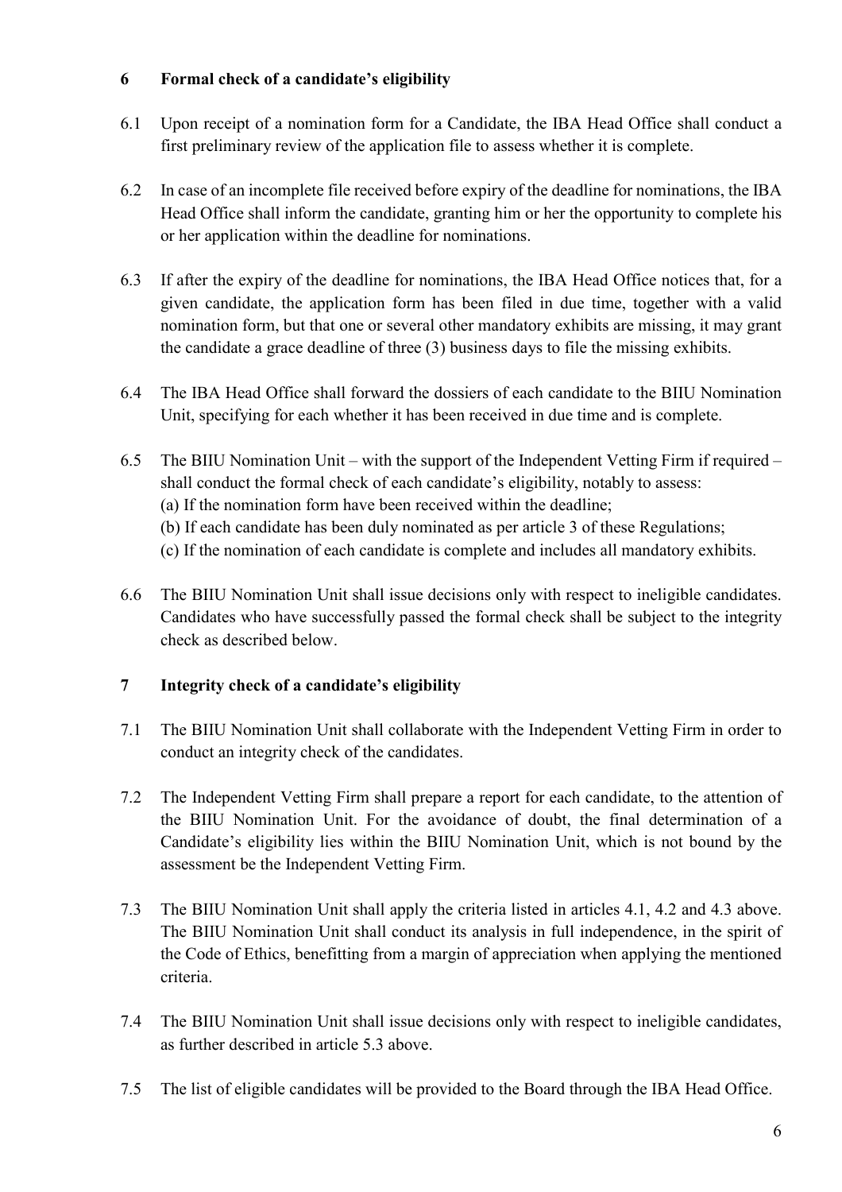## 6 Formal check of a candidate's eligibility

6.1 Upon receipt of a nomination form for a Candidate, the IBA Head Office shall conduct a first preliminary review of the application file to assess whether it is complete.

6.2 In case of an incomplete file received before expiry of the deadline for nominations, the IBA Head Office shall inform the candidate, granting him or her the opportunity to complete his or her application within the deadline for nominations.

6.3 If after the expiry of the deadline for nominations, the IBA Head Office notices that, for a given candidate, the application form has been filed in due time, together with a valid nomination form, but that one or several other mandatory exhibits are missing, it may grant the candidate a grace deadline of three (3) business days to file the missing exhibits.

6.4 The IBA Head Office shall forward the dossiers of each candidate to the BIIU Nomination Unit, specifying for each whether it has been received in due time and is complete.

6.5 The BIIU Nomination Unit – with the support of the Independent Vetting Firm if required – shall conduct the formal check of each candidate's eligibility, notably to assess:
(a) If the nomination form have been received within the deadline;
(b) If each candidate has been duly nominated as per article 3 of these Regulations;
(c) If the nomination of each candidate is complete and includes all mandatory exhibits.

6.6 The BIIU Nomination Unit shall issue decisions only with respect to ineligible candidates. Candidates who have successfully passed the formal check shall be subject to the integrity check as described below.

## 7 Integrity check of a candidate's eligibility

7.1 The BIIU Nomination Unit shall collaborate with the Independent Vetting Firm in order to conduct an integrity check of the candidates.

7.2 The Independent Vetting Firm shall prepare a report for each candidate, to the attention of the BIIU Nomination Unit. For the avoidance of doubt, the final determination of a Candidate's eligibility lies within the BIIU Nomination Unit, which is not bound by the assessment be the Independent Vetting Firm.

7.3 The BIIU Nomination Unit shall apply the criteria listed in articles 4.1, 4.2 and 4.3 above. The BIIU Nomination Unit shall conduct its analysis in full independence, in the spirit of the Code of Ethics, benefitting from a margin of appreciation when applying the mentioned criteria.

7.4 The BIIU Nomination Unit shall issue decisions only with respect to ineligible candidates, as further described in article 5.3 above.

7.5 The list of eligible candidates will be provided to the Board through the IBA Head Office.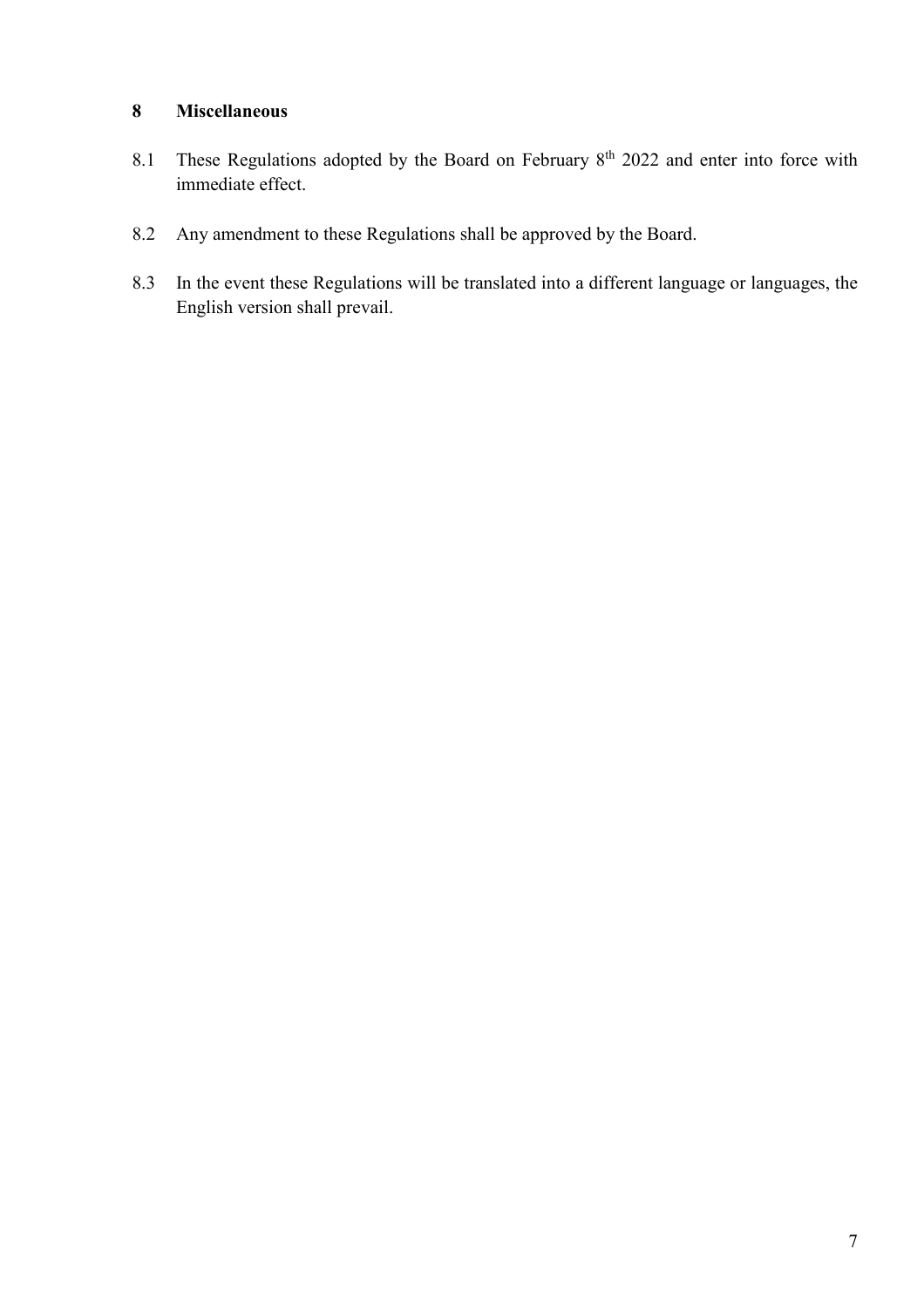## 8 Miscellaneous

8.1 These Regulations adopted by the Board on February 8th 2022 and enter into force with immediate effect.

8.2 Any amendment to these Regulations shall be approved by the Board.

8.3 In the event these Regulations will be translated into a different language or languages, the English version shall prevail.